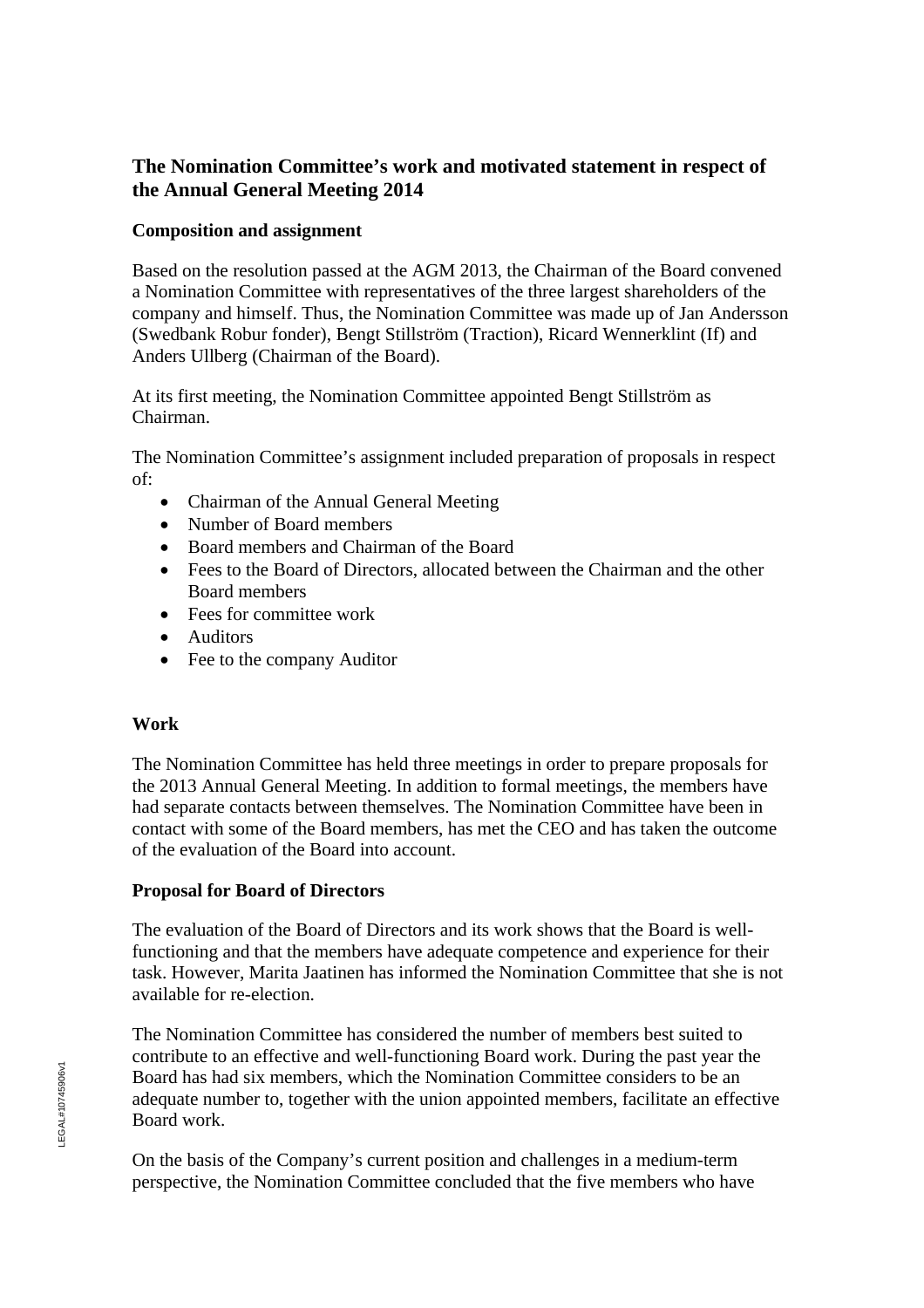## The Nomination Committee's work and motivated statement in respect of the Annual General Meeting 2014

### Composition and assignment

Based on the resolution passed at the AGM 2013, the Chairman of the Board convened a Nomination Committee with representatives of the three largest shareholders of the company and himself. Thus, the Nomination Committee was made up of Jan Andersson (Swedbank Robur fonder), Bengt Stillström (Traction), Ricard Wennerklint (If) and Anders Ullberg (Chairman of the Board).

At its first meeting, the Nomination Committee appointed Bengt Stillström as Chairman.

The Nomination Committee's assignment included preparation of proposals in respect of:

- Chairman of the Annual General Meeting
- Number of Board members
- Board members and Chairman of the Board
- Fees to the Board of Directors, allocated between the Chairman and the other Board members
- Fees for committee work
- Auditors
- Fee to the company Auditor

### Work

The Nomination Committee has held three meetings in order to prepare proposals for the 2013 Annual General Meeting. In addition to formal meetings, the members have had separate contacts between themselves. The Nomination Committee have been in contact with some of the Board members, has met the CEO and has taken the outcome of the evaluation of the Board into account.

### Proposal for Board of Directors

The evaluation of the Board of Directors and its work shows that the Board is well-functioning and that the members have adequate competence and experience for their task. However, Marita Jaatinen has informed the Nomination Committee that she is not available for re-election.

The Nomination Committee has considered the number of members best suited to contribute to an effective and well-functioning Board work. During the past year the Board has had six members, which the Nomination Committee considers to be an adequate number to, together with the union appointed members, facilitate an effective Board work.

On the basis of the Company's current position and challenges in a medium-term perspective, the Nomination Committee concluded that the five members who have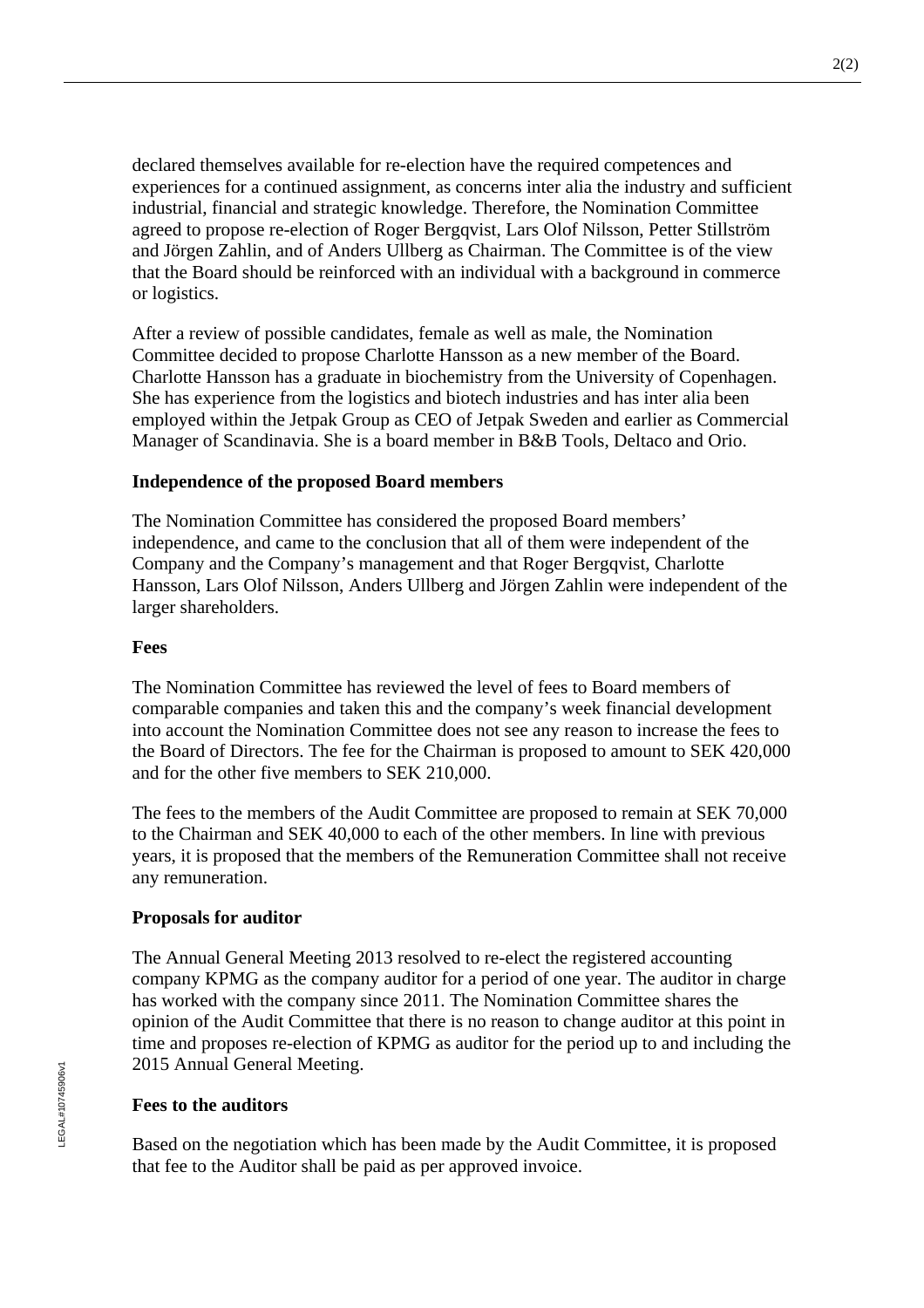declared themselves available for re-election have the required competences and experiences for a continued assignment, as concerns inter alia the industry and sufficient industrial, financial and strategic knowledge. Therefore, the Nomination Committee agreed to propose re-election of Roger Bergqvist, Lars Olof Nilsson, Petter Stillström and Jörgen Zahlin, and of Anders Ullberg as Chairman. The Committee is of the view that the Board should be reinforced with an individual with a background in commerce or logistics.

After a review of possible candidates, female as well as male, the Nomination Committee decided to propose Charlotte Hansson as a new member of the Board. Charlotte Hansson has a graduate in biochemistry from the University of Copenhagen. She has experience from the logistics and biotech industries and has inter alia been employed within the Jetpak Group as CEO of Jetpak Sweden and earlier as Commercial Manager of Scandinavia. She is a board member in B&B Tools, Deltaco and Orio.

**Independence of the proposed Board members**

The Nomination Committee has considered the proposed Board members' independence, and came to the conclusion that all of them were independent of the Company and the Company's management and that Roger Bergqvist, Charlotte Hansson, Lars Olof Nilsson, Anders Ullberg and Jörgen Zahlin were independent of the larger shareholders.

**Fees**

The Nomination Committee has reviewed the level of fees to Board members of comparable companies and taken this and the company's week financial development into account the Nomination Committee does not see any reason to increase the fees to the Board of Directors. The fee for the Chairman is proposed to amount to SEK 420,000 and for the other five members to SEK 210,000.

The fees to the members of the Audit Committee are proposed to remain at SEK 70,000 to the Chairman and SEK 40,000 to each of the other members. In line with previous years, it is proposed that the members of the Remuneration Committee shall not receive any remuneration.

**Proposals for auditor**

The Annual General Meeting 2013 resolved to re-elect the registered accounting company KPMG as the company auditor for a period of one year. The auditor in charge has worked with the company since 2011. The Nomination Committee shares the opinion of the Audit Committee that there is no reason to change auditor at this point in time and proposes re-election of KPMG as auditor for the period up to and including the 2015 Annual General Meeting.

**Fees to the auditors**

Based on the negotiation which has been made by the Audit Committee, it is proposed that fee to the Auditor shall be paid as per approved invoice.